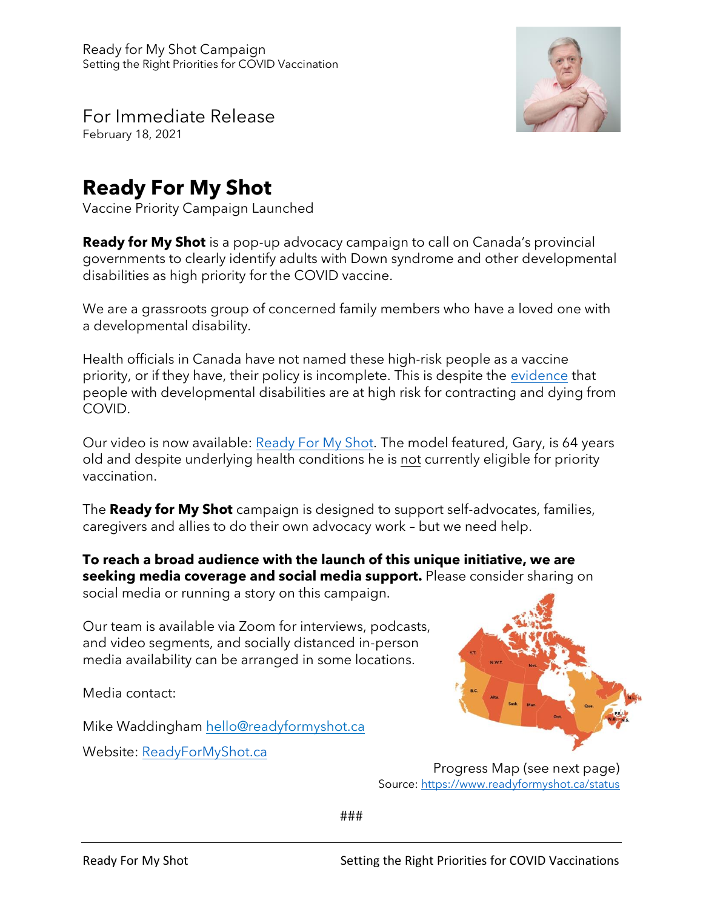Ready for My Shot Campaign
Setting the Right Priorities for COVID Vaccination

For Immediate Release
February 18, 2021

# Ready For My Shot

Vaccine Priority Campaign Launched

**Ready for My Shot** is a pop-up advocacy campaign to call on Canada's provincial governments to clearly identify adults with Down syndrome and other developmental disabilities as high priority for the COVID vaccine.

We are a grassroots group of concerned family members who have a loved one with a developmental disability.

Health officials in Canada have not named these high-risk people as a vaccine priority, or if they have, their policy is incomplete. This is despite the evidence that people with developmental disabilities are at high risk for contracting and dying from COVID.

Our video is now available: Ready For My Shot. The model featured, Gary, is 64 years old and despite underlying health conditions he is not currently eligible for priority vaccination.

The **Ready for My Shot** campaign is designed to support self-advocates, families, caregivers and allies to do their own advocacy work – but we need help.

**To reach a broad audience with the launch of this unique initiative, we are seeking media coverage and social media support.** Please consider sharing on social media or running a story on this campaign.

Our team is available via Zoom for interviews, podcasts, and video segments, and socially distanced in-person media availability can be arranged in some locations.

Media contact:

Mike Waddingham hello@readyformyshot.ca

Website: ReadyForMyShot.ca

Progress Map (see next page)
Source: https://www.readyformyshot.ca/status

###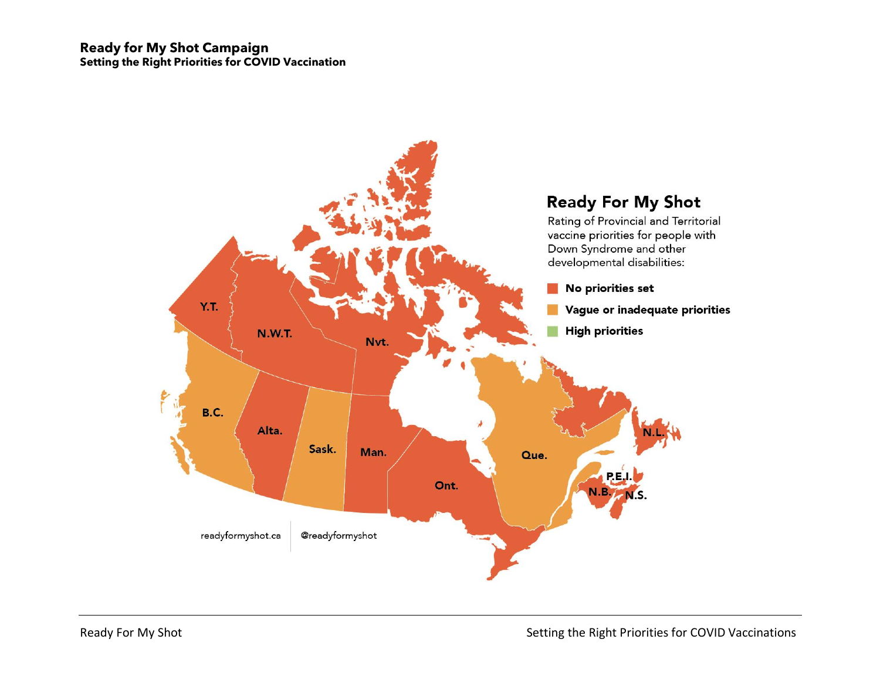**Ready for My Shot Campaign**
**Setting the Right Priorities for COVID Vaccination**

Ready For My Shot

Rating of Provincial and Territorial vaccine priorities for people with Down Syndrome and other developmental disabilities:

No priorities set

Vague or inadequate priorities

High priorities

Y.T.
N.W.T.
Nvt.
B.C.
Alta.
Sask.
Man.
Ont.
Que.
N.L.
P.E.I.
N.B.
N.S.

readyformyshot.ca

@readyformyshot